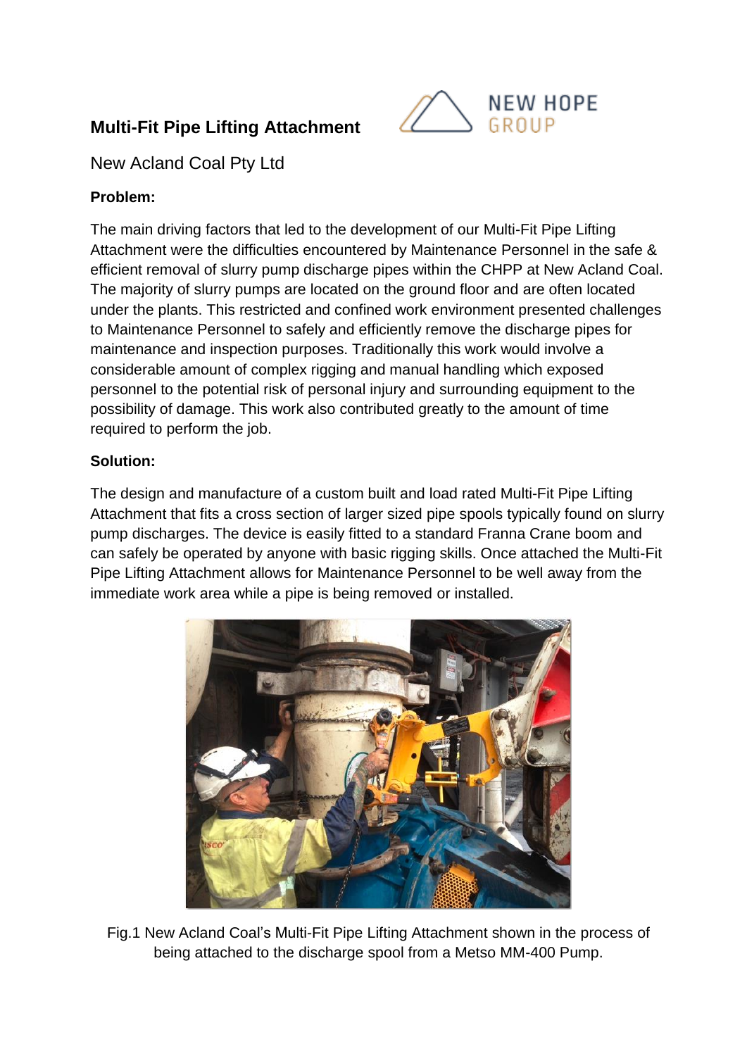# Multi-Fit Pipe Lifting Attachment

New Acland Coal Pty Ltd

**Problem:**

The main driving factors that led to the development of our Multi-Fit Pipe Lifting Attachment were the difficulties encountered by Maintenance Personnel in the safe & efficient removal of slurry pump discharge pipes within the CHPP at New Acland Coal. The majority of slurry pumps are located on the ground floor and are often located under the plants. This restricted and confined work environment presented challenges to Maintenance Personnel to safely and efficiently remove the discharge pipes for maintenance and inspection purposes. Traditionally this work would involve a considerable amount of complex rigging and manual handling which exposed personnel to the potential risk of personal injury and surrounding equipment to the possibility of damage. This work also contributed greatly to the amount of time required to perform the job.

**Solution:**

The design and manufacture of a custom built and load rated Multi-Fit Pipe Lifting Attachment that fits a cross section of larger sized pipe spools typically found on slurry pump discharges. The device is easily fitted to a standard Franna Crane boom and can safely be operated by anyone with basic rigging skills. Once attached the Multi-Fit Pipe Lifting Attachment allows for Maintenance Personnel to be well away from the immediate work area while a pipe is being removed or installed.

Fig.1 New Acland Coal's Multi-Fit Pipe Lifting Attachment shown in the process of being attached to the discharge spool from a Metso MM-400 Pump.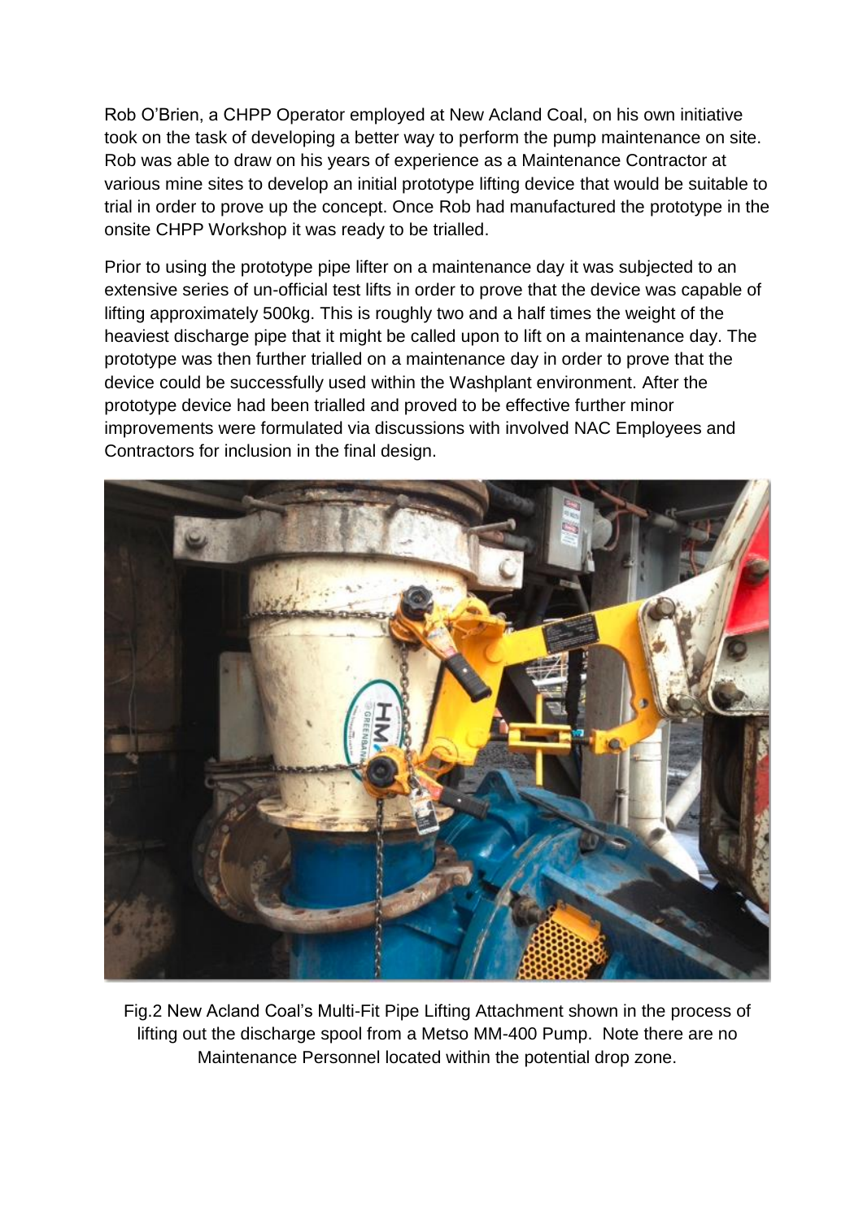Rob O'Brien, a CHPP Operator employed at New Acland Coal, on his own initiative took on the task of developing a better way to perform the pump maintenance on site. Rob was able to draw on his years of experience as a Maintenance Contractor at various mine sites to develop an initial prototype lifting device that would be suitable to trial in order to prove up the concept. Once Rob had manufactured the prototype in the onsite CHPP Workshop it was ready to be trialled.

Prior to using the prototype pipe lifter on a maintenance day it was subjected to an extensive series of un-official test lifts in order to prove that the device was capable of lifting approximately 500kg. This is roughly two and a half times the weight of the heaviest discharge pipe that it might be called upon to lift on a maintenance day. The prototype was then further trialled on a maintenance day in order to prove that the device could be successfully used within the Washplant environment. After the prototype device had been trialled and proved to be effective further minor improvements were formulated via discussions with involved NAC Employees and Contractors for inclusion in the final design.

Fig.2 New Acland Coal's Multi-Fit Pipe Lifting Attachment shown in the process of lifting out the discharge spool from a Metso MM-400 Pump. Note there are no Maintenance Personnel located within the potential drop zone.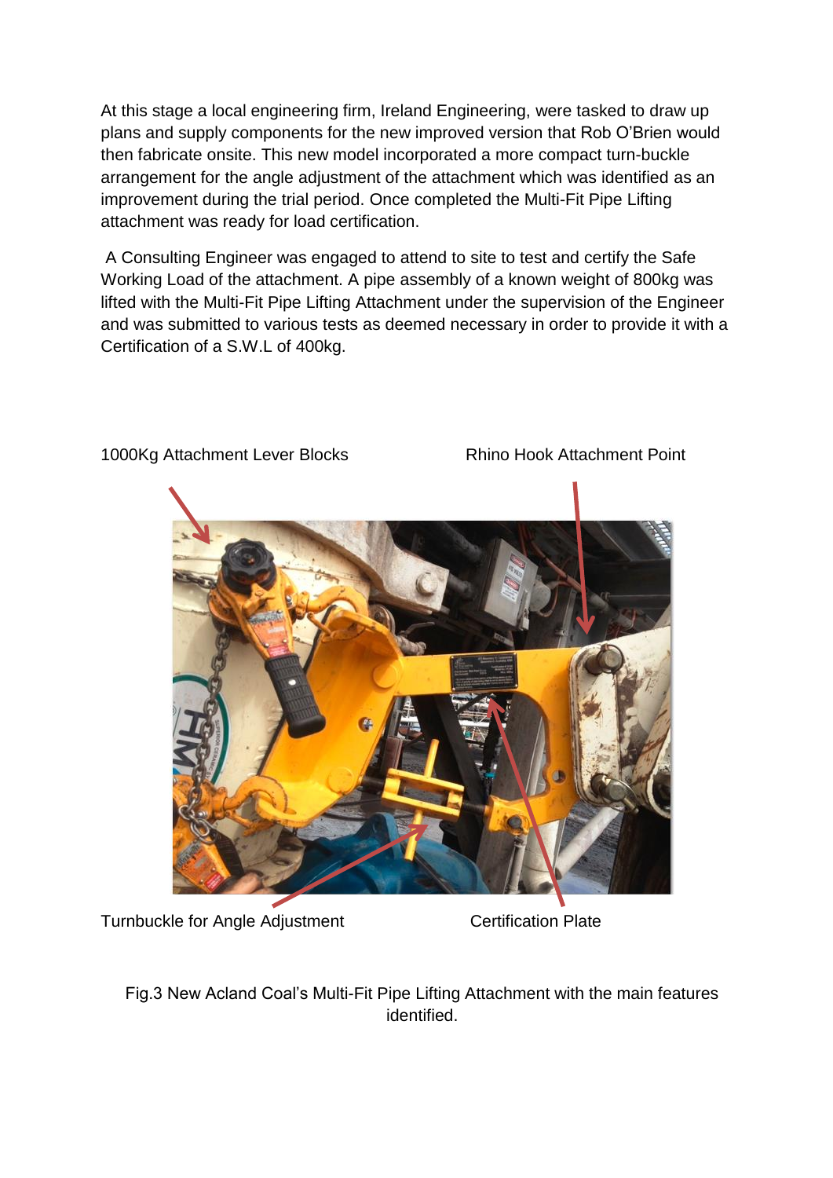At this stage a local engineering firm, Ireland Engineering, were tasked to draw up plans and supply components for the new improved version that Rob O'Brien would then fabricate onsite. This new model incorporated a more compact turn-buckle arrangement for the angle adjustment of the attachment which was identified as an improvement during the trial period. Once completed the Multi-Fit Pipe Lifting attachment was ready for load certification.

A Consulting Engineer was engaged to attend to site to test and certify the Safe Working Load of the attachment. A pipe assembly of a known weight of 800kg was lifted with the Multi-Fit Pipe Lifting Attachment under the supervision of the Engineer and was submitted to various tests as deemed necessary in order to provide it with a Certification of a S.W.L of 400kg.

1000Kg Attachment Lever Blocks

Rhino Hook Attachment Point

Turnbuckle for Angle Adjustment

Certification Plate

Fig.3 New Acland Coal's Multi-Fit Pipe Lifting Attachment with the main features identified.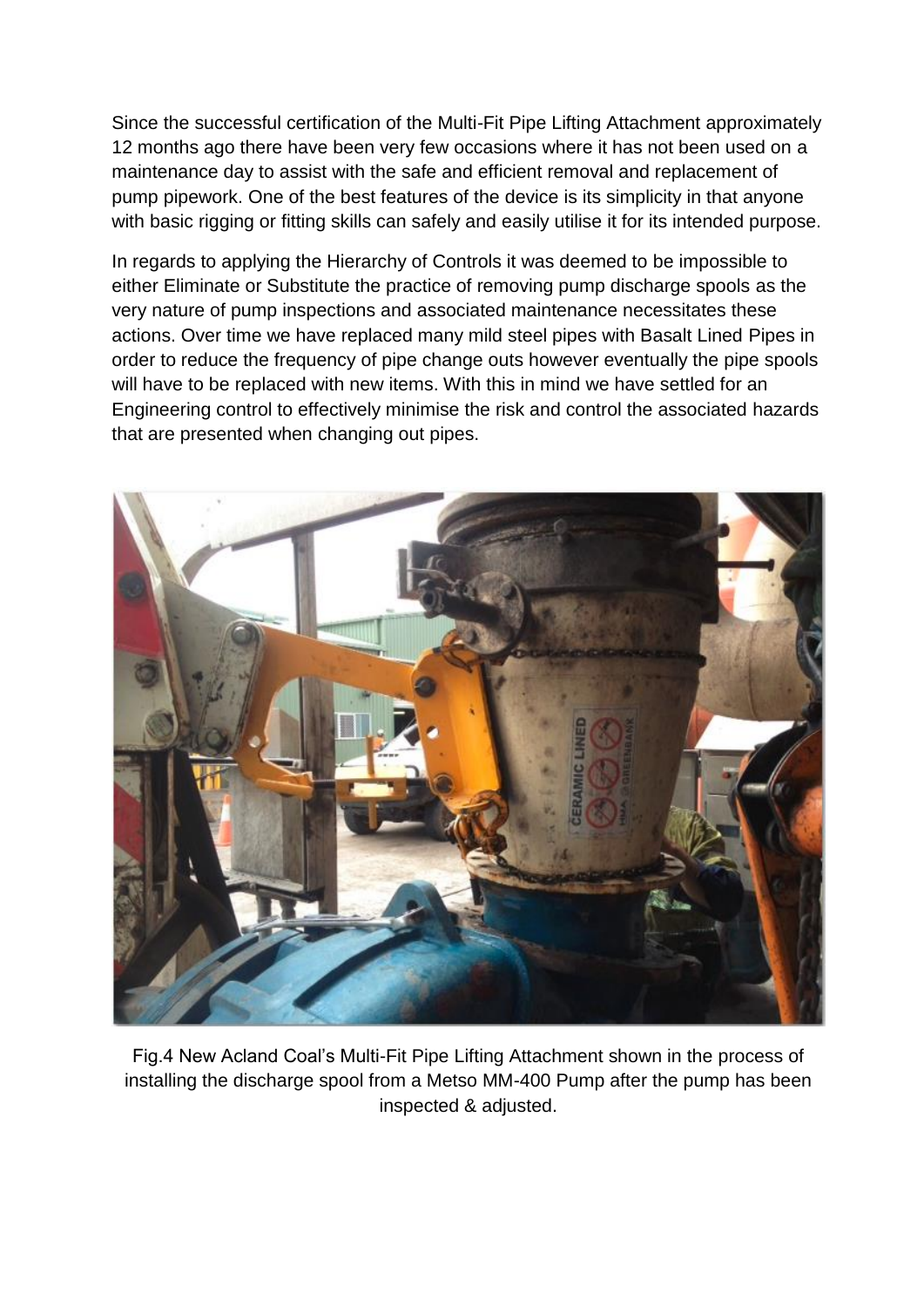Since the successful certification of the Multi-Fit Pipe Lifting Attachment approximately 12 months ago there have been very few occasions where it has not been used on a maintenance day to assist with the safe and efficient removal and replacement of pump pipework. One of the best features of the device is its simplicity in that anyone with basic rigging or fitting skills can safely and easily utilise it for its intended purpose.

In regards to applying the Hierarchy of Controls it was deemed to be impossible to either Eliminate or Substitute the practice of removing pump discharge spools as the very nature of pump inspections and associated maintenance necessitates these actions. Over time we have replaced many mild steel pipes with Basalt Lined Pipes in order to reduce the frequency of pipe change outs however eventually the pipe spools will have to be replaced with new items. With this in mind we have settled for an Engineering control to effectively minimise the risk and control the associated hazards that are presented when changing out pipes.

Fig.4 New Acland Coal's Multi-Fit Pipe Lifting Attachment shown in the process of installing the discharge spool from a Metso MM-400 Pump after the pump has been inspected & adjusted.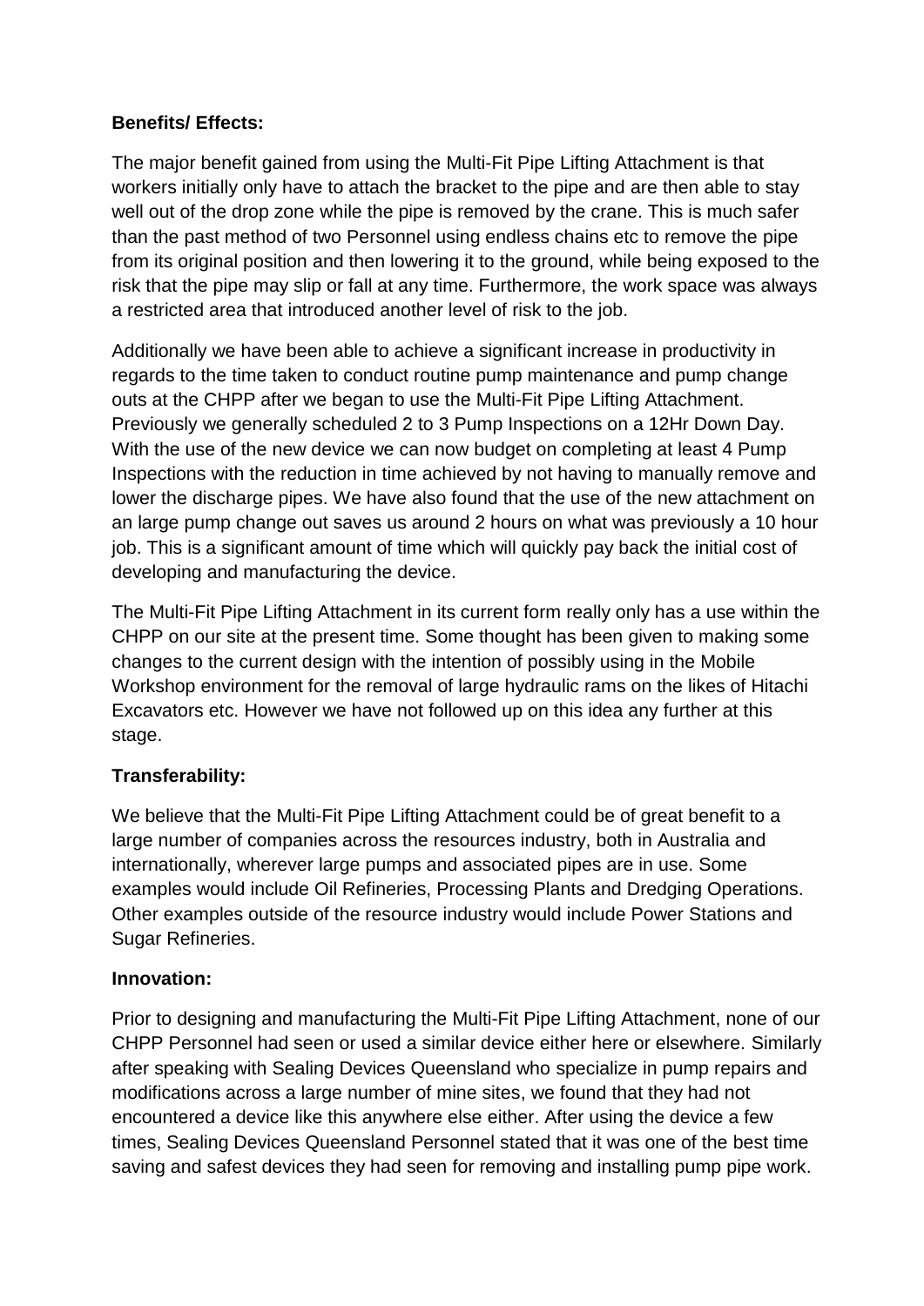**Benefits/ Effects:**

The major benefit gained from using the Multi-Fit Pipe Lifting Attachment is that workers initially only have to attach the bracket to the pipe and are then able to stay well out of the drop zone while the pipe is removed by the crane. This is much safer than the past method of two Personnel using endless chains etc to remove the pipe from its original position and then lowering it to the ground, while being exposed to the risk that the pipe may slip or fall at any time. Furthermore, the work space was always a restricted area that introduced another level of risk to the job.

Additionally we have been able to achieve a significant increase in productivity in regards to the time taken to conduct routine pump maintenance and pump change outs at the CHPP after we began to use the Multi-Fit Pipe Lifting Attachment. Previously we generally scheduled 2 to 3 Pump Inspections on a 12Hr Down Day. With the use of the new device we can now budget on completing at least 4 Pump Inspections with the reduction in time achieved by not having to manually remove and lower the discharge pipes. We have also found that the use of the new attachment on an large pump change out saves us around 2 hours on what was previously a 10 hour job. This is a significant amount of time which will quickly pay back the initial cost of developing and manufacturing the device.

The Multi-Fit Pipe Lifting Attachment in its current form really only has a use within the CHPP on our site at the present time. Some thought has been given to making some changes to the current design with the intention of possibly using in the Mobile Workshop environment for the removal of large hydraulic rams on the likes of Hitachi Excavators etc. However we have not followed up on this idea any further at this stage.

**Transferability:**

We believe that the Multi-Fit Pipe Lifting Attachment could be of great benefit to a large number of companies across the resources industry, both in Australia and internationally, wherever large pumps and associated pipes are in use. Some examples would include Oil Refineries, Processing Plants and Dredging Operations. Other examples outside of the resource industry would include Power Stations and Sugar Refineries.

**Innovation:**

Prior to designing and manufacturing the Multi-Fit Pipe Lifting Attachment, none of our CHPP Personnel had seen or used a similar device either here or elsewhere. Similarly after speaking with Sealing Devices Queensland who specialize in pump repairs and modifications across a large number of mine sites, we found that they had not encountered a device like this anywhere else either. After using the device a few times, Sealing Devices Queensland Personnel stated that it was one of the best time saving and safest devices they had seen for removing and installing pump pipe work.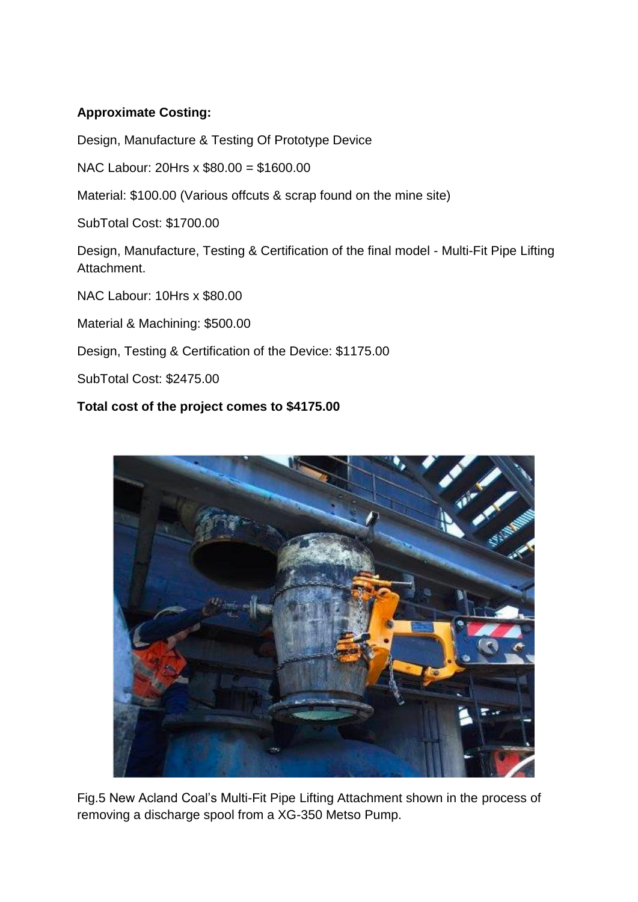**Approximate Costing:**

Design, Manufacture & Testing Of Prototype Device

NAC Labour: 20Hrs x $80.00 = $1600.00

Material: $100.00 (Various offcuts & scrap found on the mine site)

SubTotal Cost: $1700.00

Design, Manufacture, Testing & Certification of the final model - Multi-Fit Pipe Lifting Attachment.

NAC Labour: 10Hrs x $80.00

Material & Machining: $500.00

Design, Testing & Certification of the Device: $1175.00

SubTotal Cost: $2475.00

**Total cost of the project comes to $4175.00**

Fig.5 New Acland Coal's Multi-Fit Pipe Lifting Attachment shown in the process of removing a discharge spool from a XG-350 Metso Pump.